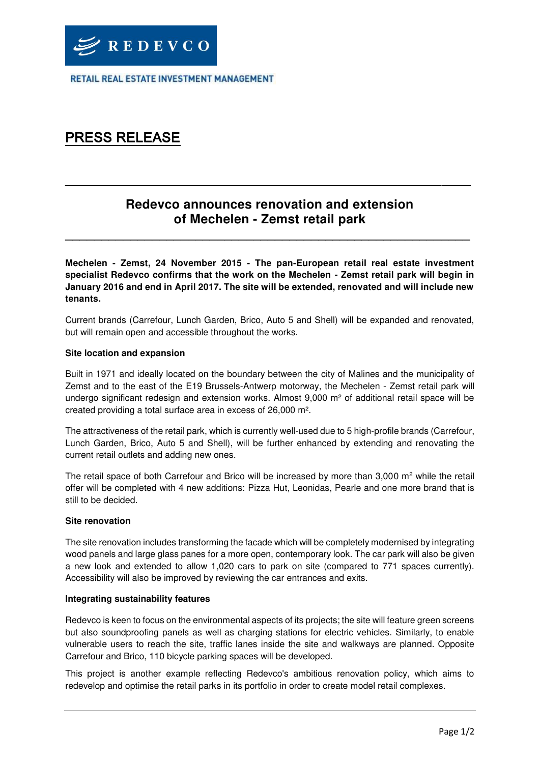REDEVCO

RETAIL REAL ESTATE INVESTMENT MANAGEMENT

# PRESS RELEASE

## Redevco announces renovation and extension of Mechelen - Zemst retail park

**Mechelen - Zemst, 24 November 2015 - The pan-European retail real estate investment specialist Redevco confirms that the work on the Mechelen - Zemst retail park will begin in January 2016 and end in April 2017. The site will be extended, renovated and will include new tenants.**

Current brands (Carrefour, Lunch Garden, Brico, Auto 5 and Shell) will be expanded and renovated, but will remain open and accessible throughout the works.

**Site location and expansion**

Built in 1971 and ideally located on the boundary between the city of Malines and the municipality of Zemst and to the east of the E19 Brussels-Antwerp motorway, the Mechelen - Zemst retail park will undergo significant redesign and extension works. Almost 9,000 m² of additional retail space will be created providing a total surface area in excess of 26,000 m².

The attractiveness of the retail park, which is currently well-used due to 5 high-profile brands (Carrefour, Lunch Garden, Brico, Auto 5 and Shell), will be further enhanced by extending and renovating the current retail outlets and adding new ones.

The retail space of both Carrefour and Brico will be increased by more than 3,000 m² while the retail offer will be completed with 4 new additions: Pizza Hut, Leonidas, Pearle and one more brand that is still to be decided.

**Site renovation**

The site renovation includes transforming the facade which will be completely modernised by integrating wood panels and large glass panes for a more open, contemporary look. The car park will also be given a new look and extended to allow 1,020 cars to park on site (compared to 771 spaces currently). Accessibility will also be improved by reviewing the car entrances and exits.

**Integrating sustainability features**

Redevco is keen to focus on the environmental aspects of its projects; the site will feature green screens but also soundproofing panels as well as charging stations for electric vehicles. Similarly, to enable vulnerable users to reach the site, traffic lanes inside the site and walkways are planned. Opposite Carrefour and Brico, 110 bicycle parking spaces will be developed.

This project is another example reflecting Redevco's ambitious renovation policy, which aims to redevelop and optimise the retail parks in its portfolio in order to create model retail complexes.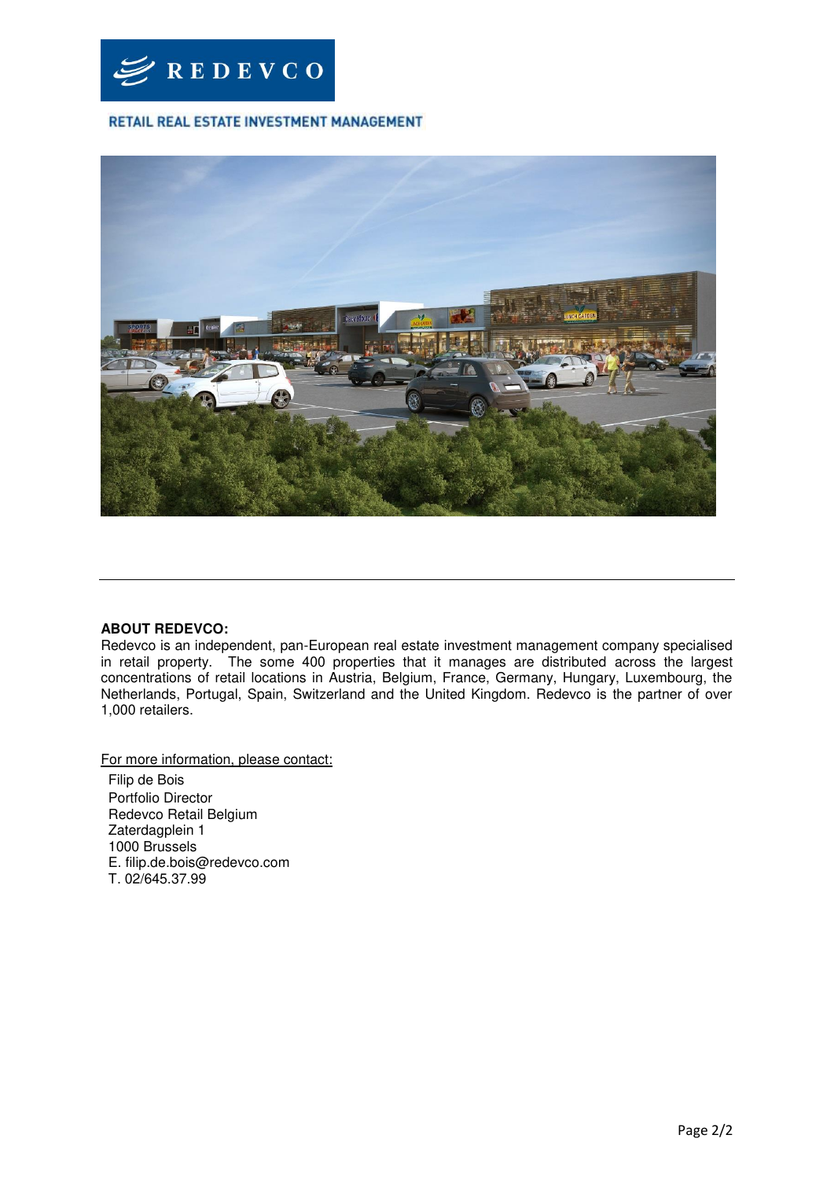**ABOUT REDEVCO:**

Redevco is an independent, pan-European real estate investment management company specialised in retail property. The some 400 properties that it manages are distributed across the largest concentrations of retail locations in Austria, Belgium, France, Germany, Hungary, Luxembourg, the Netherlands, Portugal, Spain, Switzerland and the United Kingdom. Redevco is the partner of over 1,000 retailers.

For more information, please contact:

Filip de Bois
Portfolio Director
Redevco Retail Belgium
Zaterdagplein 1
1000 Brussels
E. filip.de.bois@redevco.com
T. 02/645.37.99